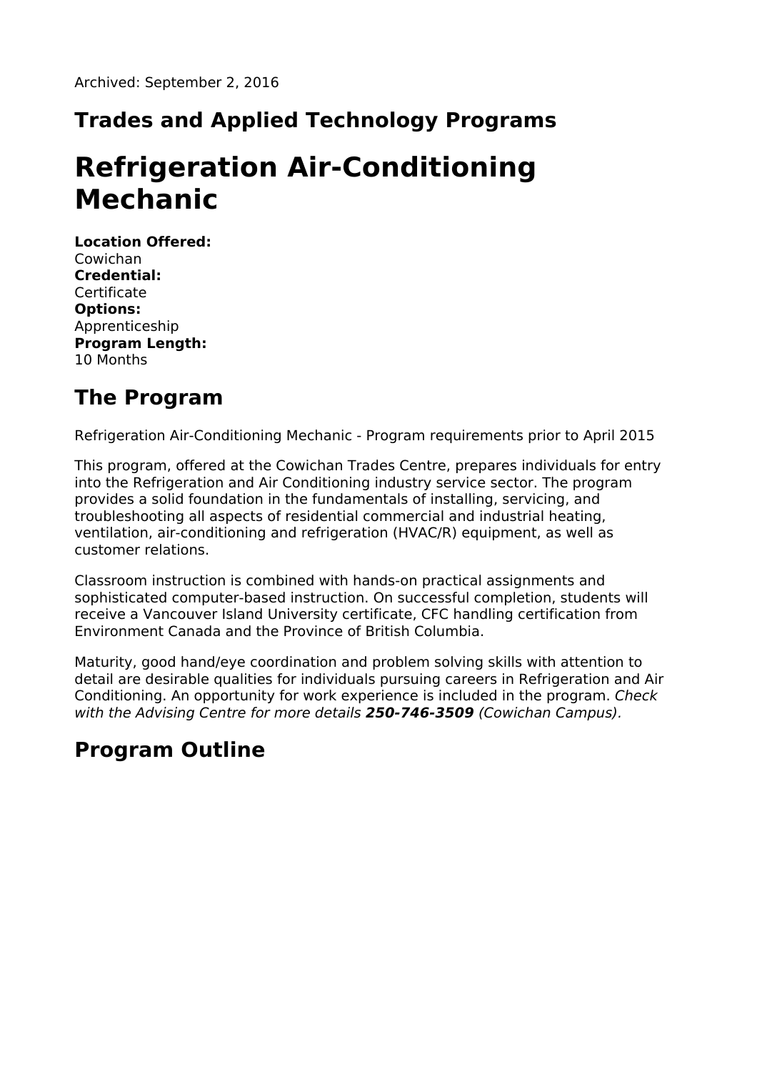Archived: September 2, 2016

## Trades and Applied Technology Programs

# Refrigeration Air-Conditioning Mechanic

**Location Offered:**
Cowichan
**Credential:**
Certificate
**Options:**
Apprenticeship
**Program Length:**
10 Months

## The Program

Refrigeration Air-Conditioning Mechanic - Program requirements prior to April 2015

This program, offered at the Cowichan Trades Centre, prepares individuals for entry into the Refrigeration and Air Conditioning industry service sector. The program provides a solid foundation in the fundamentals of installing, servicing, and troubleshooting all aspects of residential commercial and industrial heating, ventilation, air-conditioning and refrigeration (HVAC/R) equipment, as well as customer relations.

Classroom instruction is combined with hands-on practical assignments and sophisticated computer-based instruction. On successful completion, students will receive a Vancouver Island University certificate, CFC handling certification from Environment Canada and the Province of British Columbia.

Maturity, good hand/eye coordination and problem solving skills with attention to detail are desirable qualities for individuals pursuing careers in Refrigeration and Air Conditioning. An opportunity for work experience is included in the program. *Check with the Advising Centre for more details **250-746-3509** (Cowichan Campus).*

## Program Outline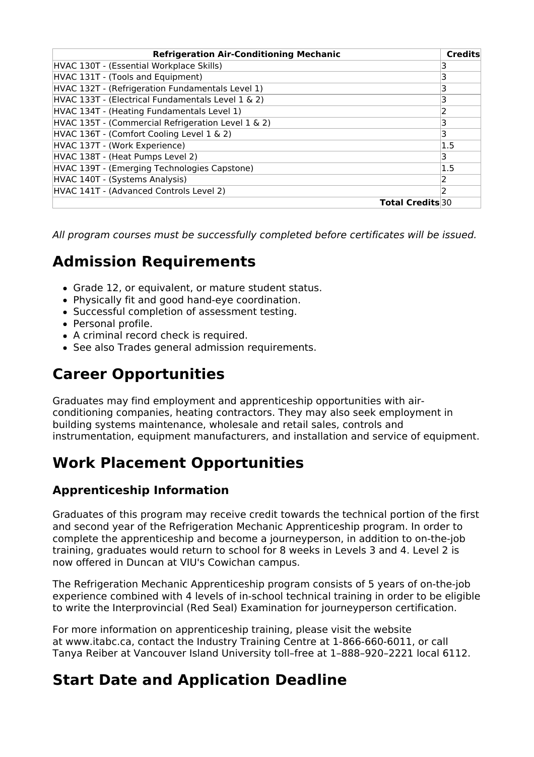| Refrigeration Air-Conditioning Mechanic | Credits |
| --- | --- |
| HVAC 130T - (Essential Workplace Skills) | 3 |
| HVAC 131T - (Tools and Equipment) | 3 |
| HVAC 132T - (Refrigeration Fundamentals Level 1) | 3 |
| HVAC 133T - (Electrical Fundamentals Level 1 & 2) | 3 |
| HVAC 134T - (Heating Fundamentals Level 1) | 2 |
| HVAC 135T - (Commercial Refrigeration Level 1 & 2) | 3 |
| HVAC 136T - (Comfort Cooling Level 1 & 2) | 3 |
| HVAC 137T - (Work Experience) | 1.5 |
| HVAC 138T - (Heat Pumps Level 2) | 3 |
| HVAC 139T - (Emerging Technologies Capstone) | 1.5 |
| HVAC 140T - (Systems Analysis) | 2 |
| HVAC 141T - (Advanced Controls Level 2) | 2 |
| **Total Credits** | 30 |

*All program courses must be successfully completed before certificates will be issued.*

# Admission Requirements

- Grade 12, or equivalent, or mature student status.
- Physically fit and good hand-eye coordination.
- Successful completion of assessment testing.
- Personal profile.
- A criminal record check is required.
- See also Trades general admission requirements.

# Career Opportunities

Graduates may find employment and apprenticeship opportunities with air-conditioning companies, heating contractors. They may also seek employment in building systems maintenance, wholesale and retail sales, controls and instrumentation, equipment manufacturers, and installation and service of equipment.

# Work Placement Opportunities

## Apprenticeship Information

Graduates of this program may receive credit towards the technical portion of the first and second year of the Refrigeration Mechanic Apprenticeship program. In order to complete the apprenticeship and become a journeyperson, in addition to on-the-job training, graduates would return to school for 8 weeks in Levels 3 and 4. Level 2 is now offered in Duncan at VIU's Cowichan campus.

The Refrigeration Mechanic Apprenticeship program consists of 5 years of on-the-job experience combined with 4 levels of in-school technical training in order to be eligible to write the Interprovincial (Red Seal) Examination for journeyperson certification.

For more information on apprenticeship training, please visit the website at www.itabc.ca, contact the Industry Training Centre at 1-866-660-6011, or call Tanya Reiber at Vancouver Island University toll–free at 1–888–920–2221 local 6112.

# Start Date and Application Deadline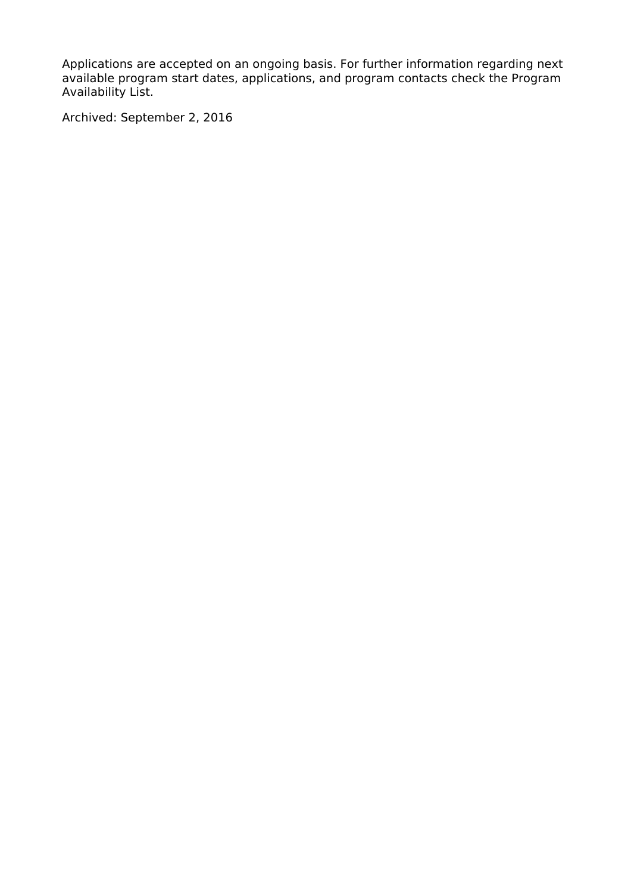Applications are accepted on an ongoing basis. For further information regarding next available program start dates, applications, and program contacts check the Program Availability List.

Archived: September 2, 2016